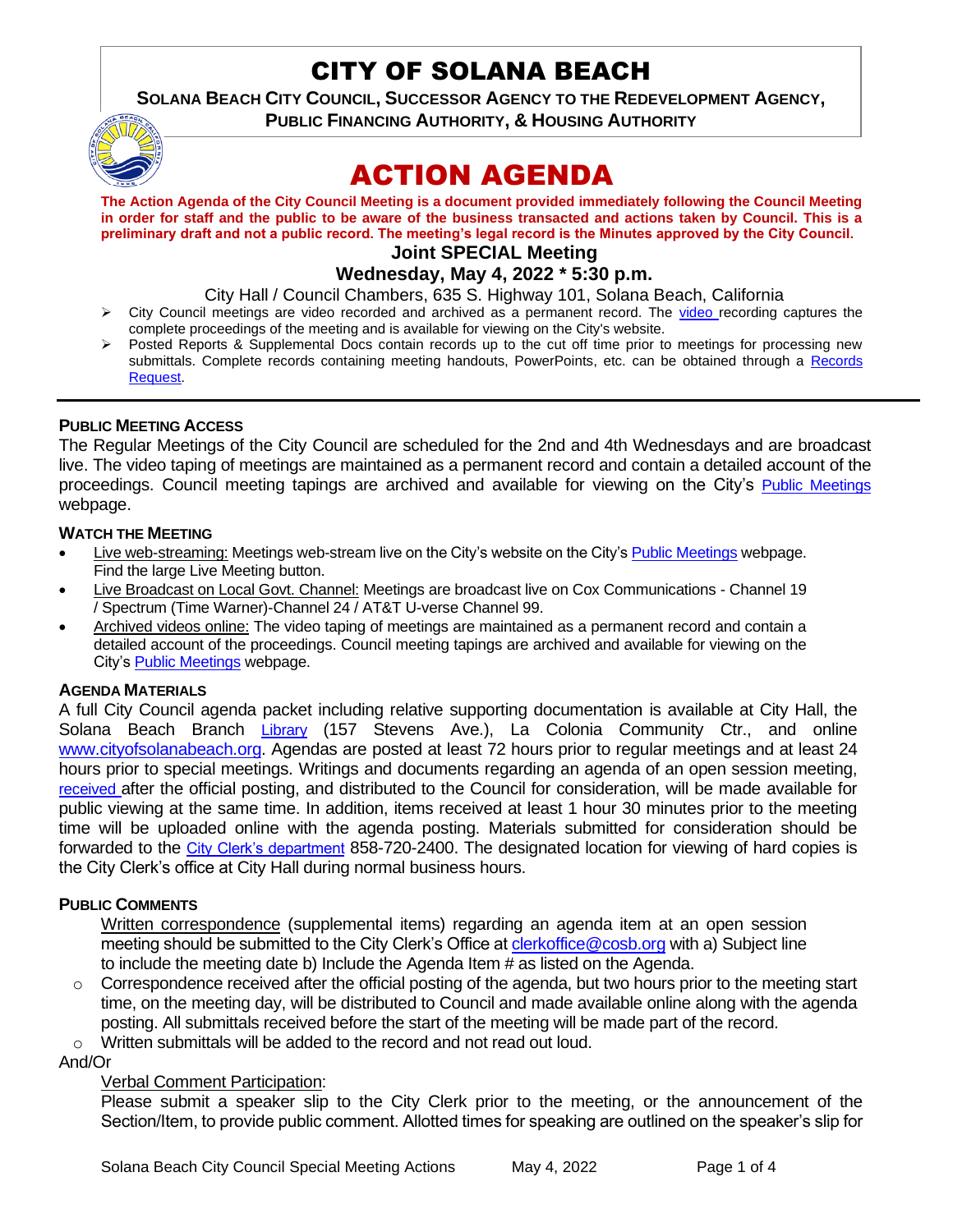# CITY OF SOLANA BEACH

**SOLANA BEACH CITY COUNCIL, SUCCESSOR AGENCY TO THE REDEVELOPMENT AGENCY, PUBLIC FINANCING AUTHORITY, & HOUSING AUTHORITY**

# ACTION AGENDA

**The Action Agenda of the City Council Meeting is a document provided immediately following the Council Meeting in order for staff and the public to be aware of the business transacted and actions taken by Council. This is a preliminary draft and not a public record. The meeting's legal record is the Minutes approved by the City Council.**

**Joint SPECIAL Meeting**

**Wednesday, May 4, 2022 * 5:30 p.m.**

City Hall / Council Chambers, 635 S. Highway 101, Solana Beach, California

- City Council meetings are video recorded and archived as a permanent record. The video recording captures the complete proceedings of the meeting and is available for viewing on the City's website.
- Posted Reports & Supplemental Docs contain records up to the cut off time prior to meetings for processing new submittals. Complete records containing meeting handouts, PowerPoints, etc. can be obtained through a Records Request.

---

#### PUBLIC MEETING ACCESS

The Regular Meetings of the City Council are scheduled for the 2nd and 4th Wednesdays and are broadcast live. The video taping of meetings are maintained as a permanent record and contain a detailed account of the proceedings. Council meeting tapings are archived and available for viewing on the City's Public Meetings webpage.

#### WATCH THE MEETING

- Live web-streaming: Meetings web-stream live on the City's website on the City's Public Meetings webpage. Find the large Live Meeting button.
- Live Broadcast on Local Govt. Channel: Meetings are broadcast live on Cox Communications - Channel 19 / Spectrum (Time Warner)-Channel 24 / AT&T U-verse Channel 99.
- Archived videos online: The video taping of meetings are maintained as a permanent record and contain a detailed account of the proceedings. Council meeting tapings are archived and available for viewing on the City's Public Meetings webpage.

#### AGENDA MATERIALS

A full City Council agenda packet including relative supporting documentation is available at City Hall, the Solana Beach Branch Library (157 Stevens Ave.), La Colonia Community Ctr., and online www.cityofsolanabeach.org. Agendas are posted at least 72 hours prior to regular meetings and at least 24 hours prior to special meetings. Writings and documents regarding an agenda of an open session meeting, received after the official posting, and distributed to the Council for consideration, will be made available for public viewing at the same time. In addition, items received at least 1 hour 30 minutes prior to the meeting time will be uploaded online with the agenda posting. Materials submitted for consideration should be forwarded to the City Clerk's department 858-720-2400. The designated location for viewing of hard copies is the City Clerk's office at City Hall during normal business hours.

#### PUBLIC COMMENTS

Written correspondence (supplemental items) regarding an agenda item at an open session meeting should be submitted to the City Clerk's Office at clerkoffice@cosb.org with a) Subject line to include the meeting date b) Include the Agenda Item # as listed on the Agenda.

- Correspondence received after the official posting of the agenda, but two hours prior to the meeting start time, on the meeting day, will be distributed to Council and made available online along with the agenda posting. All submittals received before the start of the meeting will be made part of the record.
- Written submittals will be added to the record and not read out loud.

And/Or

Verbal Comment Participation:

Please submit a speaker slip to the City Clerk prior to the meeting, or the announcement of the Section/Item, to provide public comment. Allotted times for speaking are outlined on the speaker's slip for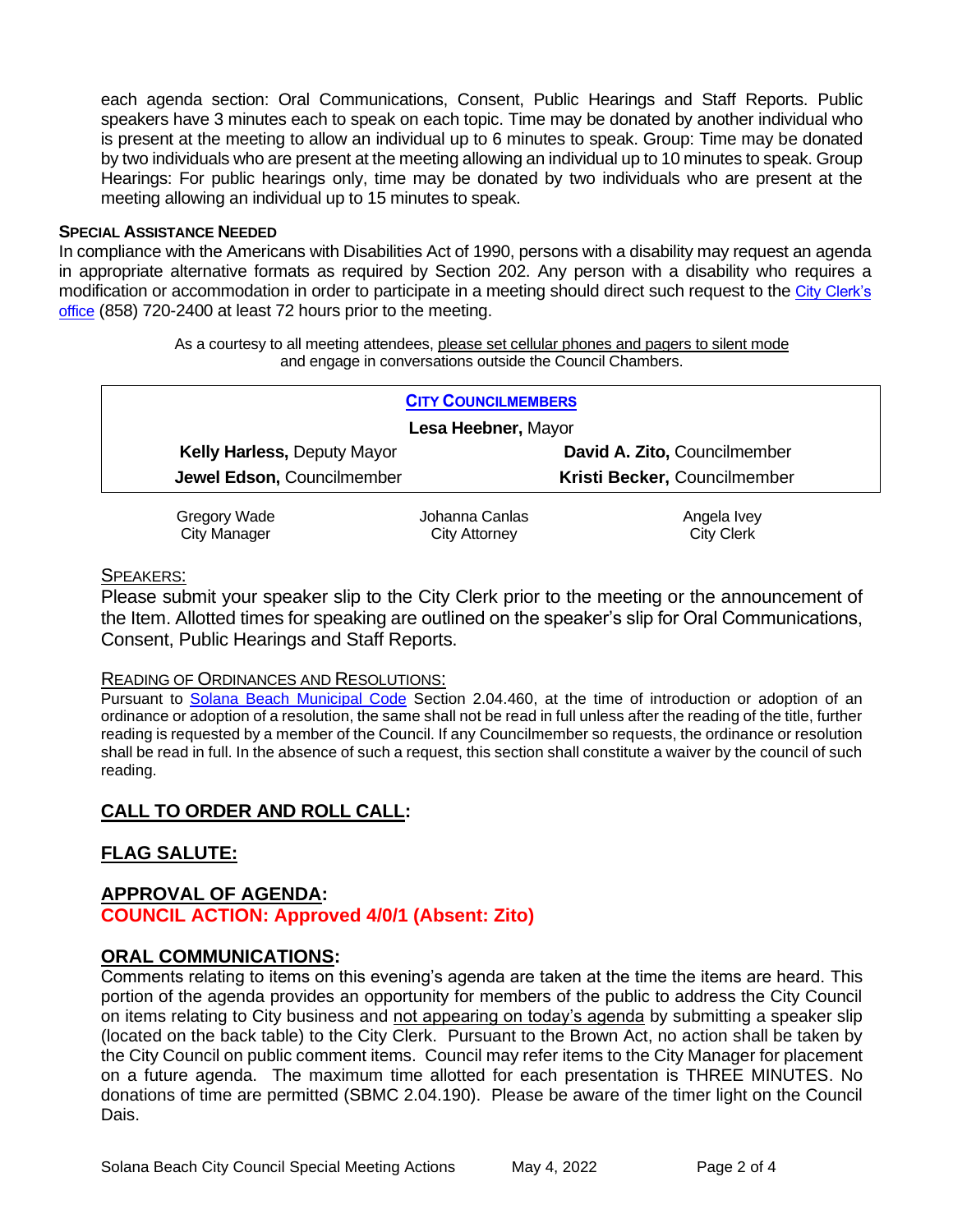each agenda section: Oral Communications, Consent, Public Hearings and Staff Reports. Public speakers have 3 minutes each to speak on each topic. Time may be donated by another individual who is present at the meeting to allow an individual up to 6 minutes to speak. Group: Time may be donated by two individuals who are present at the meeting allowing an individual up to 10 minutes to speak. Group Hearings: For public hearings only, time may be donated by two individuals who are present at the meeting allowing an individual up to 15 minutes to speak.

**SPECIAL ASSISTANCE NEEDED**

In compliance with the Americans with Disabilities Act of 1990, persons with a disability may request an agenda in appropriate alternative formats as required by Section 202. Any person with a disability who requires a modification or accommodation in order to participate in a meeting should direct such request to the City Clerk's office (858) 720-2400 at least 72 hours prior to the meeting.

As a courtesy to all meeting attendees, please set cellular phones and pagers to silent mode and engage in conversations outside the Council Chambers.

| **CITY COUNCILMEMBERS** | |
|---|---|
| **Lesa Heebner,** Mayor | |
| **Kelly Harless,** Deputy Mayor | **David A. Zito,** Councilmember |
| **Jewel Edson,** Councilmember | **Kristi Becker,** Councilmember |

| Gregory Wade | Johanna Canlas | Angela Ivey |
|---|---|---|
| City Manager | City Attorney | City Clerk |

SPEAKERS:

Please submit your speaker slip to the City Clerk prior to the meeting or the announcement of the Item. Allotted times for speaking are outlined on the speaker's slip for Oral Communications, Consent, Public Hearings and Staff Reports.

READING OF ORDINANCES AND RESOLUTIONS:

Pursuant to Solana Beach Municipal Code Section 2.04.460, at the time of introduction or adoption of an ordinance or adoption of a resolution, the same shall not be read in full unless after the reading of the title, further reading is requested by a member of the Council. If any Councilmember so requests, the ordinance or resolution shall be read in full. In the absence of such a request, this section shall constitute a waiver by the council of such reading.

## CALL TO ORDER AND ROLL CALL:

## FLAG SALUTE:

## APPROVAL OF AGENDA:

**COUNCIL ACTION: Approved 4/0/1 (Absent: Zito)**

## ORAL COMMUNICATIONS:

Comments relating to items on this evening's agenda are taken at the time the items are heard. This portion of the agenda provides an opportunity for members of the public to address the City Council on items relating to City business and not appearing on today's agenda by submitting a speaker slip (located on the back table) to the City Clerk. Pursuant to the Brown Act, no action shall be taken by the City Council on public comment items. Council may refer items to the City Manager for placement on a future agenda. The maximum time allotted for each presentation is THREE MINUTES. No donations of time are permitted (SBMC 2.04.190). Please be aware of the timer light on the Council Dais.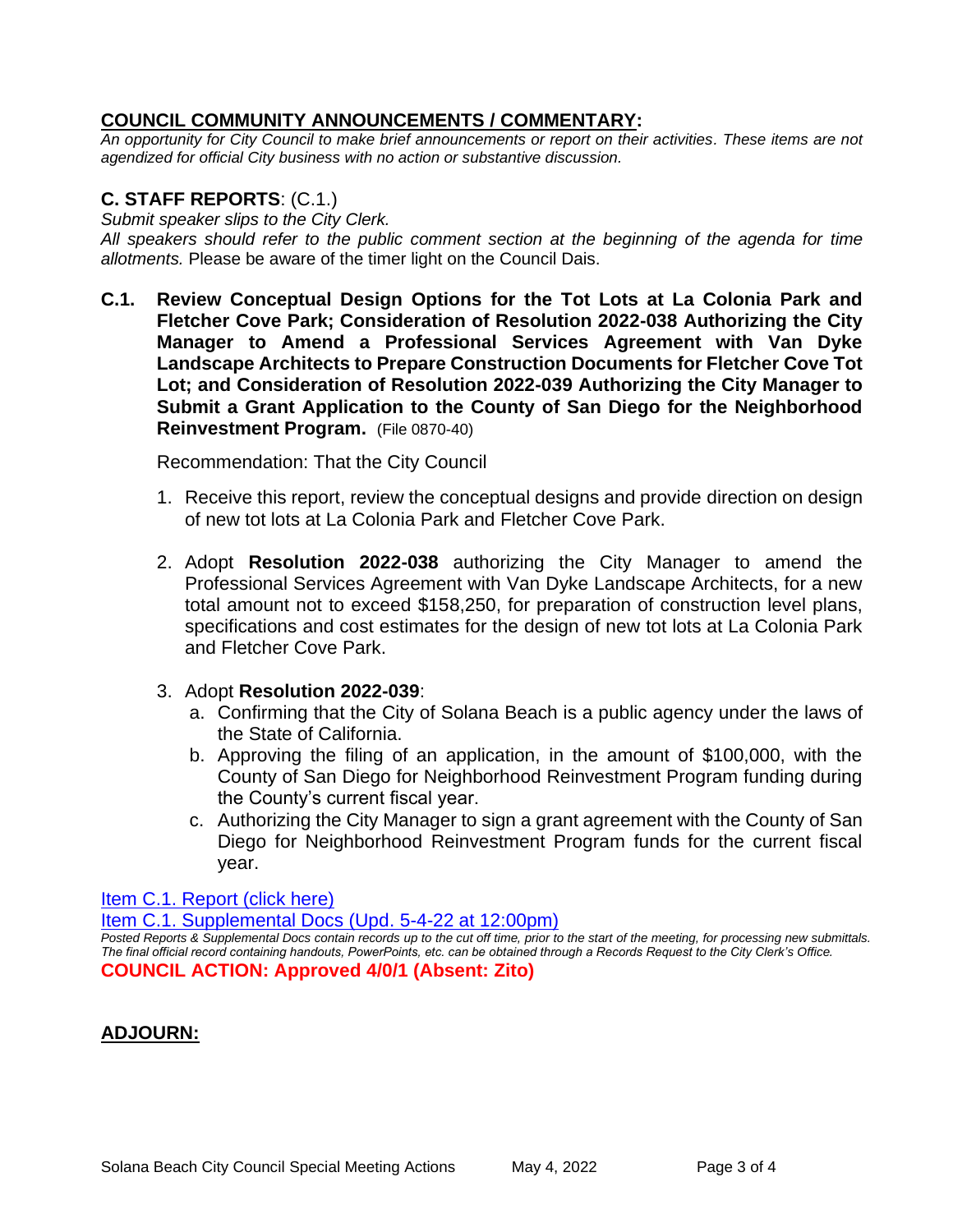## COUNCIL COMMUNITY ANNOUNCEMENTS / COMMENTARY:

*An opportunity for City Council to make brief announcements or report on their activities. These items are not agendized for official City business with no action or substantive discussion.*

## C. STAFF REPORTS: (C.1.)

*Submit speaker slips to the City Clerk.*

*All speakers should refer to the public comment section at the beginning of the agenda for time allotments.* Please be aware of the timer light on the Council Dais.

**C.1. Review Conceptual Design Options for the Tot Lots at La Colonia Park and Fletcher Cove Park; Consideration of Resolution 2022-038 Authorizing the City Manager to Amend a Professional Services Agreement with Van Dyke Landscape Architects to Prepare Construction Documents for Fletcher Cove Tot Lot; and Consideration of Resolution 2022-039 Authorizing the City Manager to Submit a Grant Application to the County of San Diego for the Neighborhood Reinvestment Program.** (File 0870-40)

Recommendation: That the City Council

1. Receive this report, review the conceptual designs and provide direction on design of new tot lots at La Colonia Park and Fletcher Cove Park.

2. Adopt **Resolution 2022-038** authorizing the City Manager to amend the Professional Services Agreement with Van Dyke Landscape Architects, for a new total amount not to exceed $158,250, for preparation of construction level plans, specifications and cost estimates for the design of new tot lots at La Colonia Park and Fletcher Cove Park.

3. Adopt **Resolution 2022-039**:
   a. Confirming that the City of Solana Beach is a public agency under the laws of the State of California.
   b. Approving the filing of an application, in the amount of $100,000, with the County of San Diego for Neighborhood Reinvestment Program funding during the County's current fiscal year.
   c. Authorizing the City Manager to sign a grant agreement with the County of San Diego for Neighborhood Reinvestment Program funds for the current fiscal year.

Item C.1. Report (click here)

Item C.1. Supplemental Docs (Upd. 5-4-22 at 12:00pm)

*Posted Reports & Supplemental Docs contain records up to the cut off time, prior to the start of the meeting, for processing new submittals. The final official record containing handouts, PowerPoints, etc. can be obtained through a Records Request to the City Clerk's Office.*

**COUNCIL ACTION: Approved 4/0/1 (Absent: Zito)**

## ADJOURN: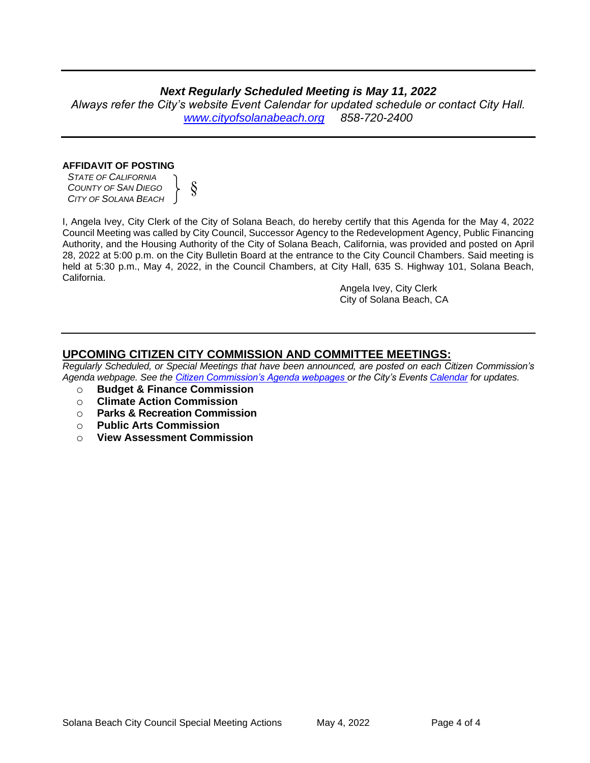***Next Regularly Scheduled Meeting is May 11, 2022***

*Always refer the City's website Event Calendar for updated schedule or contact City Hall.*
*[www.cityofsolanabeach.org](http://www.cityofsolanabeach.org) 858-720-2400*

**AFFIDAVIT OF POSTING**

*STATE OF CALIFORNIA*
*COUNTY OF SAN DIEGO* §
*CITY OF SOLANA BEACH*

I, Angela Ivey, City Clerk of the City of Solana Beach, do hereby certify that this Agenda for the May 4, 2022 Council Meeting was called by City Council, Successor Agency to the Redevelopment Agency, Public Financing Authority, and the Housing Authority of the City of Solana Beach, California, was provided and posted on April 28, 2022 at 5:00 p.m. on the City Bulletin Board at the entrance to the City Council Chambers. Said meeting is held at 5:30 p.m., May 4, 2022, in the Council Chambers, at City Hall, 635 S. Highway 101, Solana Beach, California.

Angela Ivey, City Clerk
City of Solana Beach, CA

## UPCOMING CITIZEN CITY COMMISSION AND COMMITTEE MEETINGS:

*Regularly Scheduled, or Special Meetings that have been announced, are posted on each Citizen Commission's Agenda webpage. See the Citizen Commission's Agenda webpages or the City's Events Calendar for updates.*

- **Budget & Finance Commission**
- **Climate Action Commission**
- **Parks & Recreation Commission**
- **Public Arts Commission**
- **View Assessment Commission**